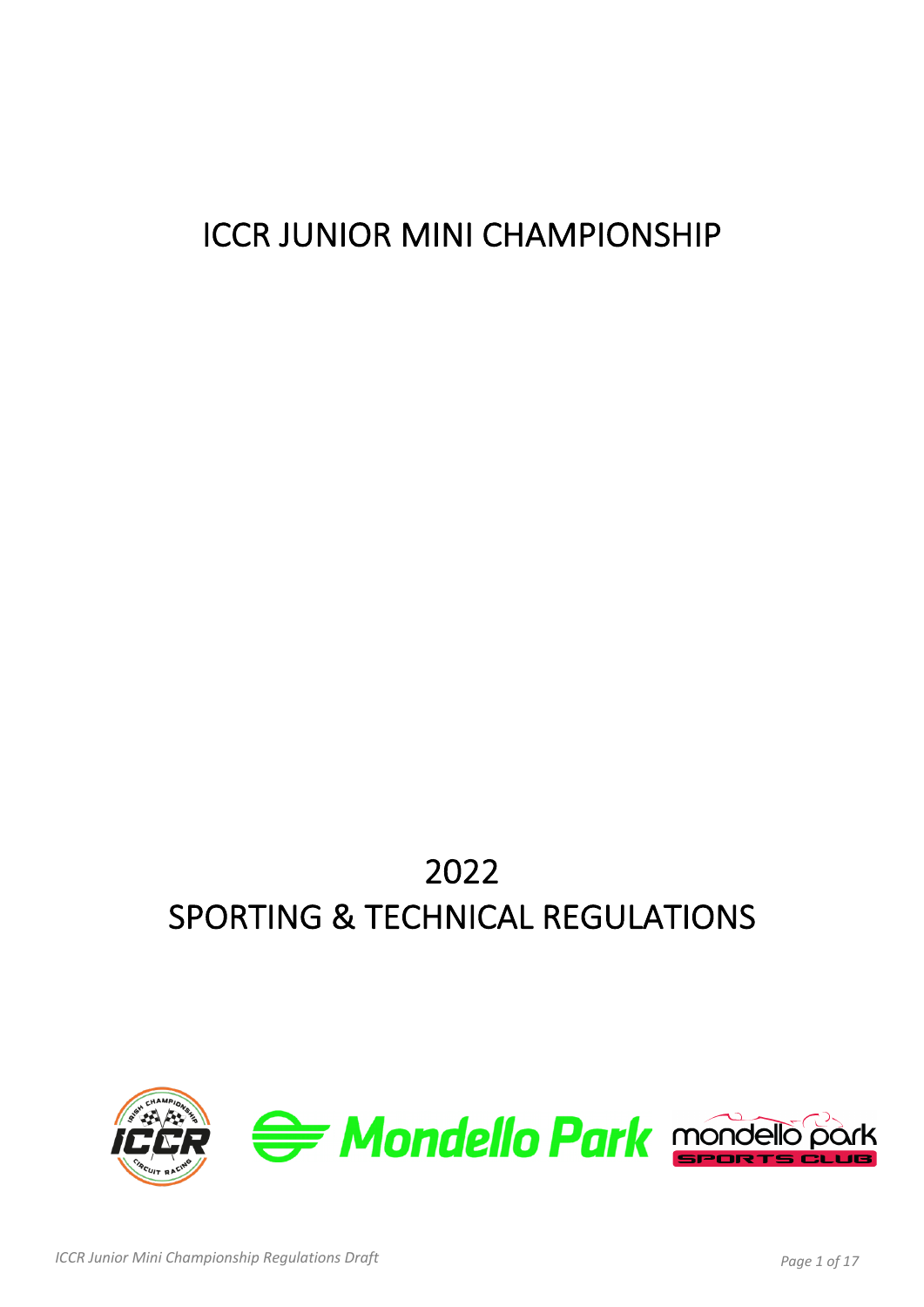# ICCR JUNIOR MINI CHAMPIONSHIP

# 2022
# SPORTING & TECHNICAL REGULATIONS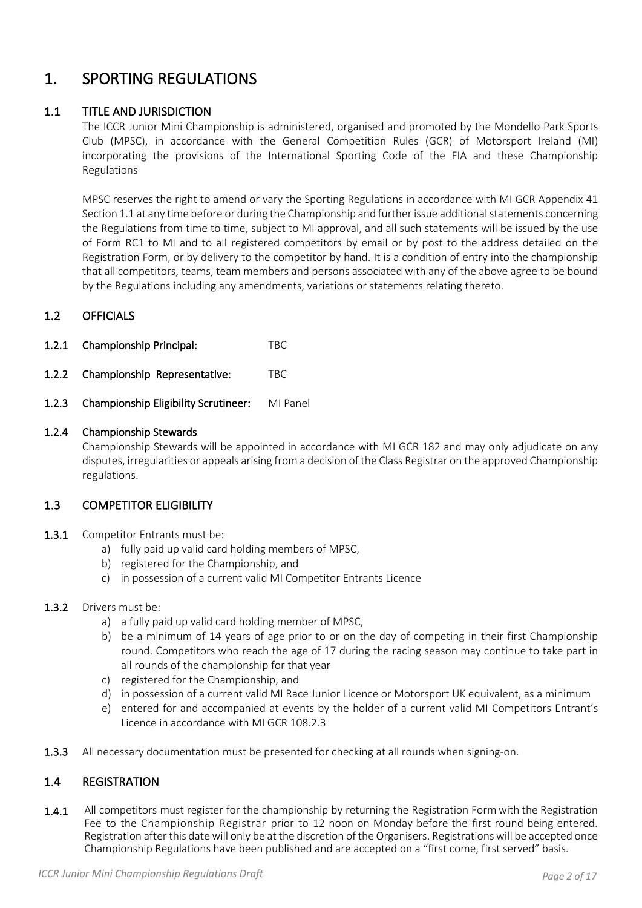# 1. SPORTING REGULATIONS

## 1.1 TITLE AND JURISDICTION

The ICCR Junior Mini Championship is administered, organised and promoted by the Mondello Park Sports Club (MPSC), in accordance with the General Competition Rules (GCR) of Motorsport Ireland (MI) incorporating the provisions of the International Sporting Code of the FIA and these Championship Regulations

MPSC reserves the right to amend or vary the Sporting Regulations in accordance with MI GCR Appendix 41 Section 1.1 at any time before or during the Championship and further issue additional statements concerning the Regulations from time to time, subject to MI approval, and all such statements will be issued by the use of Form RC1 to MI and to all registered competitors by email or by post to the address detailed on the Registration Form, or by delivery to the competitor by hand. It is a condition of entry into the championship that all competitors, teams, team members and persons associated with any of the above agree to be bound by the Regulations including any amendments, variations or statements relating thereto.

## 1.2 OFFICIALS

**1.2.1 Championship Principal:** TBC

**1.2.2 Championship Representative:** TBC

**1.2.3 Championship Eligibility Scrutineer:** MI Panel

**1.2.4 Championship Stewards**

Championship Stewards will be appointed in accordance with MI GCR 182 and may only adjudicate on any disputes, irregularities or appeals arising from a decision of the Class Registrar on the approved Championship regulations.

## 1.3 COMPETITOR ELIGIBILITY

**1.3.1** Competitor Entrants must be:

a) fully paid up valid card holding members of MPSC,
b) registered for the Championship, and
c) in possession of a current valid MI Competitor Entrants Licence

**1.3.2** Drivers must be:

a) a fully paid up valid card holding member of MPSC,
b) be a minimum of 14 years of age prior to or on the day of competing in their first Championship round. Competitors who reach the age of 17 during the racing season may continue to take part in all rounds of the championship for that year
c) registered for the Championship, and
d) in possession of a current valid MI Race Junior Licence or Motorsport UK equivalent, as a minimum
e) entered for and accompanied at events by the holder of a current valid MI Competitors Entrant's Licence in accordance with MI GCR 108.2.3

**1.3.3** All necessary documentation must be presented for checking at all rounds when signing-on.

## 1.4 REGISTRATION

**1.4.1** All competitors must register for the championship by returning the Registration Form with the Registration Fee to the Championship Registrar prior to 12 noon on Monday before the first round being entered. Registration after this date will only be at the discretion of the Organisers. Registrations will be accepted once Championship Regulations have been published and are accepted on a "first come, first served" basis.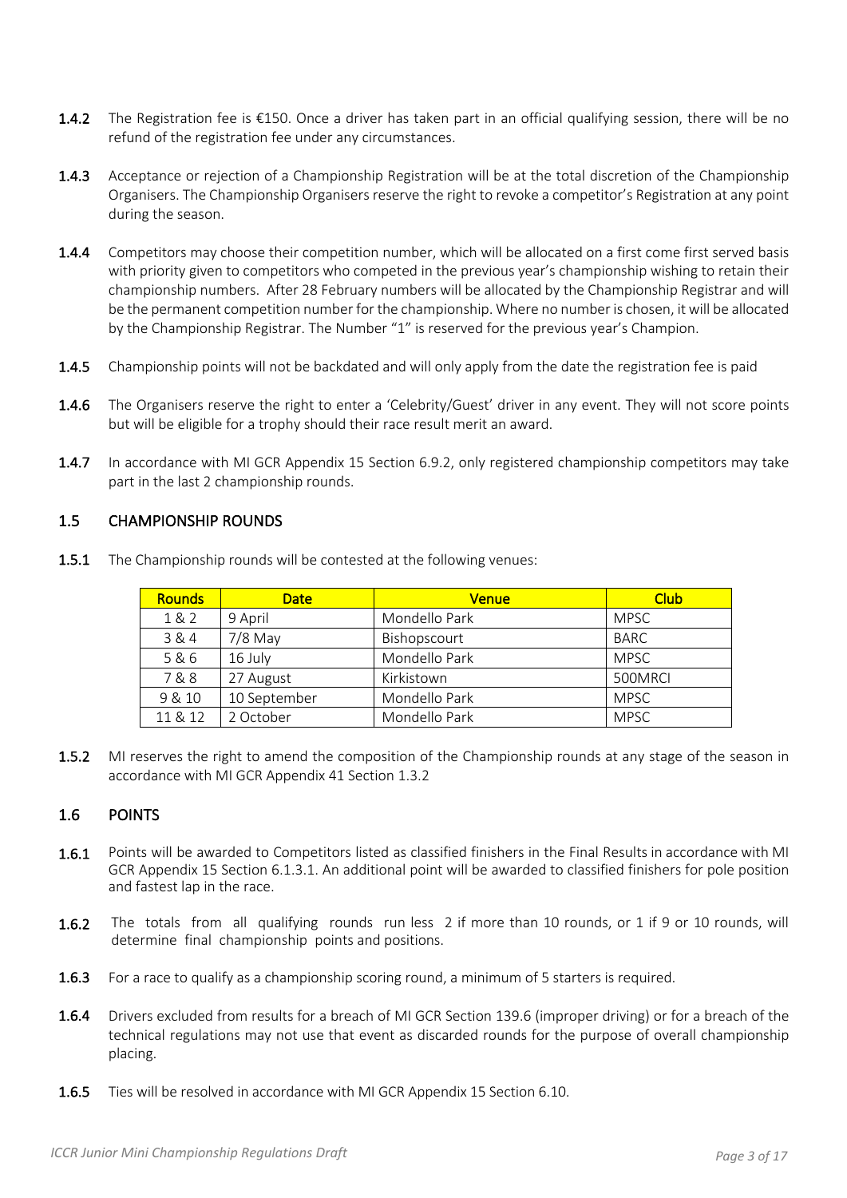**1.4.2** The Registration fee is €150. Once a driver has taken part in an official qualifying session, there will be no refund of the registration fee under any circumstances.

**1.4.3** Acceptance or rejection of a Championship Registration will be at the total discretion of the Championship Organisers. The Championship Organisers reserve the right to revoke a competitor's Registration at any point during the season.

**1.4.4** Competitors may choose their competition number, which will be allocated on a first come first served basis with priority given to competitors who competed in the previous year's championship wishing to retain their championship numbers. After 28 February numbers will be allocated by the Championship Registrar and will be the permanent competition number for the championship. Where no number is chosen, it will be allocated by the Championship Registrar. The Number "1" is reserved for the previous year's Champion.

**1.4.5** Championship points will not be backdated and will only apply from the date the registration fee is paid

**1.4.6** The Organisers reserve the right to enter a 'Celebrity/Guest' driver in any event. They will not score points but will be eligible for a trophy should their race result merit an award.

**1.4.7** In accordance with MI GCR Appendix 15 Section 6.9.2, only registered championship competitors may take part in the last 2 championship rounds.

## 1.5 CHAMPIONSHIP ROUNDS

**1.5.1** The Championship rounds will be contested at the following venues:

| Rounds | Date | Venue | Club |
|---|---|---|---|
| 1 & 2 | 9 April | Mondello Park | MPSC |
| 3 & 4 | 7/8 May | Bishopscourt | BARC |
| 5 & 6 | 16 July | Mondello Park | MPSC |
| 7 & 8 | 27 August | Kirkistown | 500MRCI |
| 9 & 10 | 10 September | Mondello Park | MPSC |
| 11 & 12 | 2 October | Mondello Park | MPSC |

**1.5.2** MI reserves the right to amend the composition of the Championship rounds at any stage of the season in accordance with MI GCR Appendix 41 Section 1.3.2

## 1.6 POINTS

**1.6.1** Points will be awarded to Competitors listed as classified finishers in the Final Results in accordance with MI GCR Appendix 15 Section 6.1.3.1. An additional point will be awarded to classified finishers for pole position and fastest lap in the race.

**1.6.2** The totals from all qualifying rounds run less 2 if more than 10 rounds, or 1 if 9 or 10 rounds, will determine final championship points and positions.

**1.6.3** For a race to qualify as a championship scoring round, a minimum of 5 starters is required.

**1.6.4** Drivers excluded from results for a breach of MI GCR Section 139.6 (improper driving) or for a breach of the technical regulations may not use that event as discarded rounds for the purpose of overall championship placing.

**1.6.5** Ties will be resolved in accordance with MI GCR Appendix 15 Section 6.10.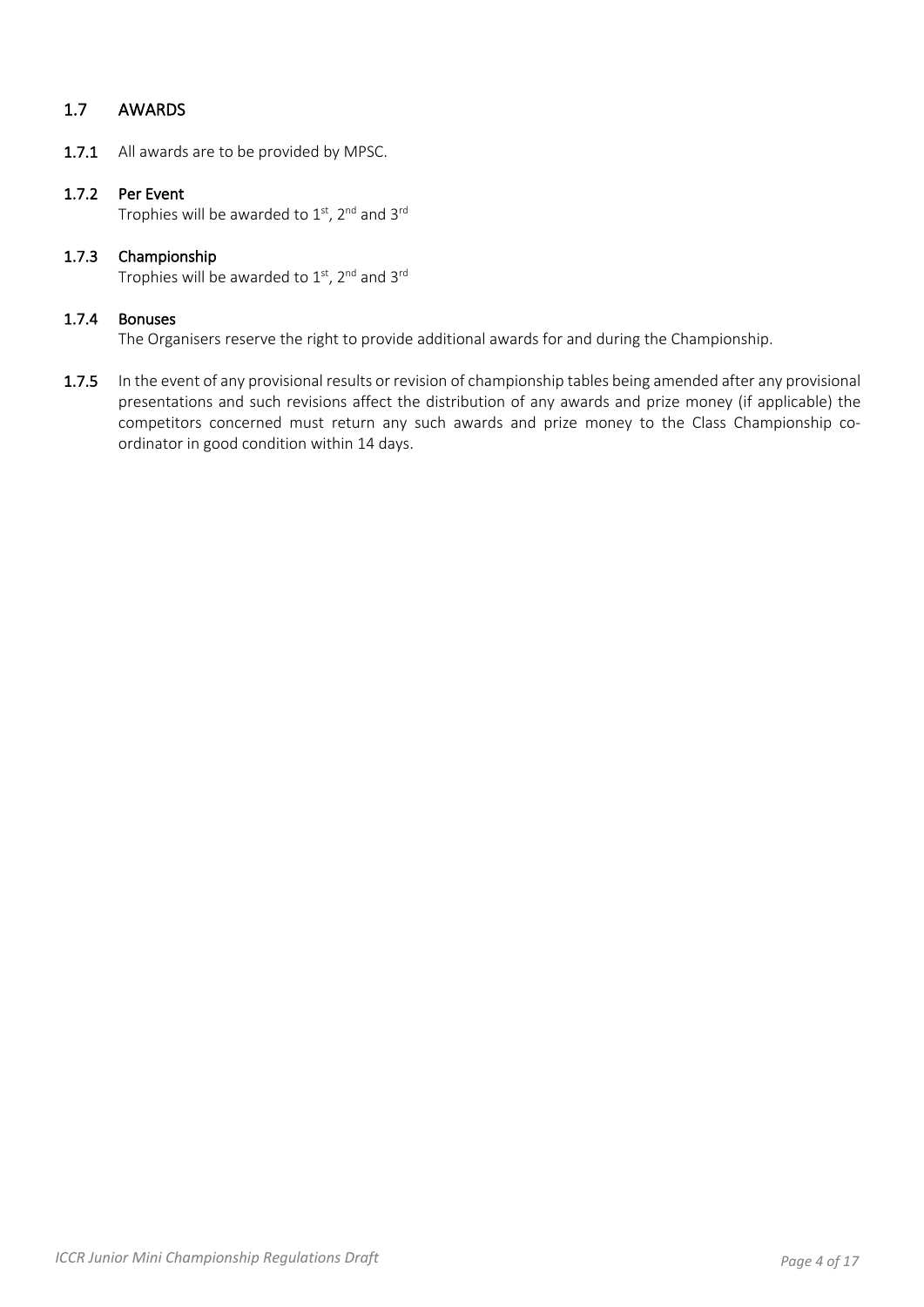## 1.7 AWARDS

**1.7.1** All awards are to be provided by MPSC.

**1.7.2 Per Event**
Trophies will be awarded to 1st, 2nd and 3rd

**1.7.3 Championship**
Trophies will be awarded to 1st, 2nd and 3rd

**1.7.4 Bonuses**
The Organisers reserve the right to provide additional awards for and during the Championship.

**1.7.5** In the event of any provisional results or revision of championship tables being amended after any provisional presentations and such revisions affect the distribution of any awards and prize money (if applicable) the competitors concerned must return any such awards and prize money to the Class Championship co-ordinator in good condition within 14 days.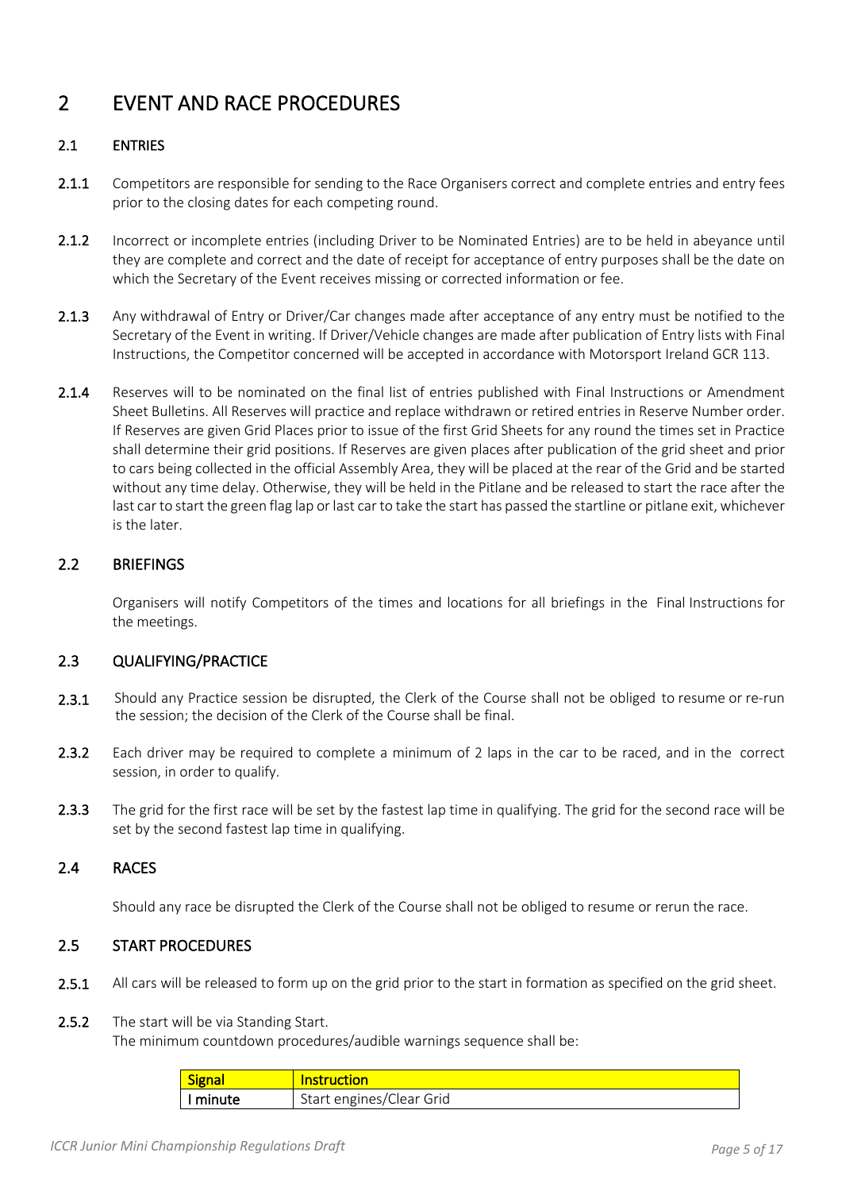# 2 EVENT AND RACE PROCEDURES

## 2.1 ENTRIES

**2.1.1** Competitors are responsible for sending to the Race Organisers correct and complete entries and entry fees prior to the closing dates for each competing round.

**2.1.2** Incorrect or incomplete entries (including Driver to be Nominated Entries) are to be held in abeyance until they are complete and correct and the date of receipt for acceptance of entry purposes shall be the date on which the Secretary of the Event receives missing or corrected information or fee.

**2.1.3** Any withdrawal of Entry or Driver/Car changes made after acceptance of any entry must be notified to the Secretary of the Event in writing. If Driver/Vehicle changes are made after publication of Entry lists with Final Instructions, the Competitor concerned will be accepted in accordance with Motorsport Ireland GCR 113.

**2.1.4** Reserves will to be nominated on the final list of entries published with Final Instructions or Amendment Sheet Bulletins. All Reserves will practice and replace withdrawn or retired entries in Reserve Number order. If Reserves are given Grid Places prior to issue of the first Grid Sheets for any round the times set in Practice shall determine their grid positions. If Reserves are given places after publication of the grid sheet and prior to cars being collected in the official Assembly Area, they will be placed at the rear of the Grid and be started without any time delay. Otherwise, they will be held in the Pitlane and be released to start the race after the last car to start the green flag lap or last car to take the start has passed the startline or pitlane exit, whichever is the later.

## 2.2 BRIEFINGS

Organisers will notify Competitors of the times and locations for all briefings in the Final Instructions for the meetings.

## 2.3 QUALIFYING/PRACTICE

**2.3.1** Should any Practice session be disrupted, the Clerk of the Course shall not be obliged to resume or re-run the session; the decision of the Clerk of the Course shall be final.

**2.3.2** Each driver may be required to complete a minimum of 2 laps in the car to be raced, and in the correct session, in order to qualify.

**2.3.3** The grid for the first race will be set by the fastest lap time in qualifying. The grid for the second race will be set by the second fastest lap time in qualifying.

## 2.4 RACES

Should any race be disrupted the Clerk of the Course shall not be obliged to resume or rerun the race.

## 2.5 START PROCEDURES

**2.5.1** All cars will be released to form up on the grid prior to the start in formation as specified on the grid sheet.

**2.5.2** The start will be via Standing Start.
The minimum countdown procedures/audible warnings sequence shall be:

| Signal | Instruction |
|---|---|
| I minute | Start engines/Clear Grid |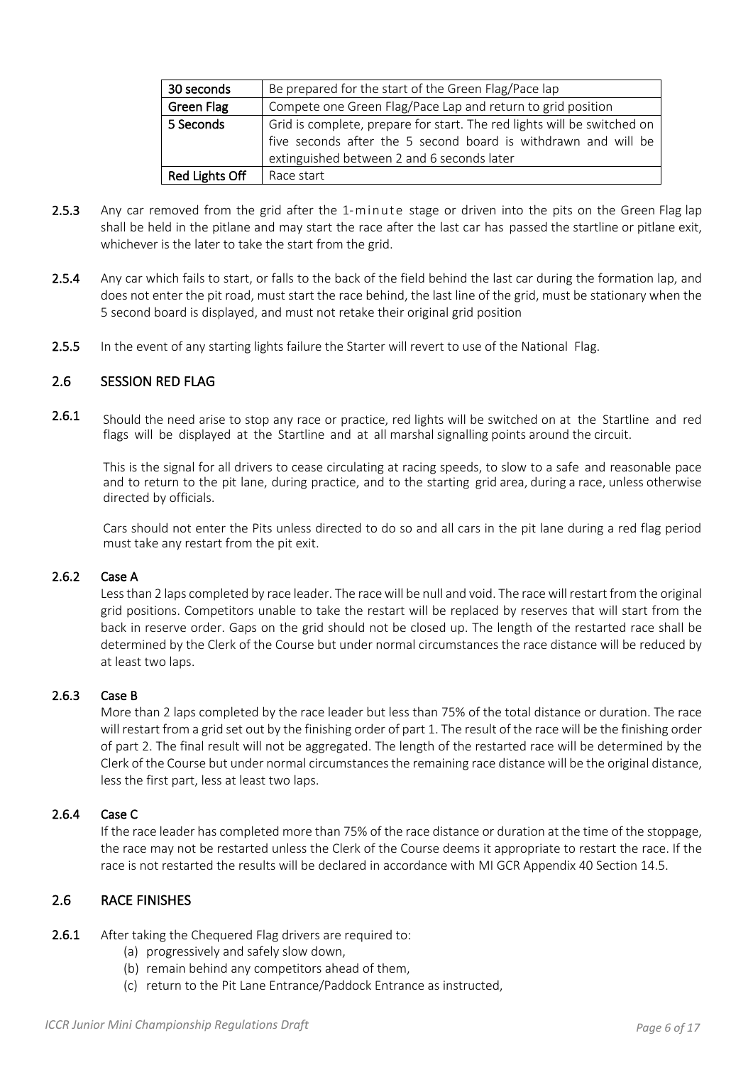| 30 seconds | Be prepared for the start of the Green Flag/Pace lap |
|---|---|
| Green Flag | Compete one Green Flag/Pace Lap and return to grid position |
| 5 Seconds | Grid is complete, prepare for start. The red lights will be switched on five seconds after the 5 second board is withdrawn and will be extinguished between 2 and 6 seconds later |
| Red Lights Off | Race start |

**2.5.3** Any car removed from the grid after the 1-minute stage or driven into the pits on the Green Flag lap shall be held in the pitlane and may start the race after the last car has passed the startline or pitlane exit, whichever is the later to take the start from the grid.

**2.5.4** Any car which fails to start, or falls to the back of the field behind the last car during the formation lap, and does not enter the pit road, must start the race behind, the last line of the grid, must be stationary when the 5 second board is displayed, and must not retake their original grid position

**2.5.5** In the event of any starting lights failure the Starter will revert to use of the National Flag.

## 2.6 SESSION RED FLAG

**2.6.1** Should the need arise to stop any race or practice, red lights will be switched on at the Startline and red flags will be displayed at the Startline and at all marshal signalling points around the circuit.

This is the signal for all drivers to cease circulating at racing speeds, to slow to a safe and reasonable pace and to return to the pit lane, during practice, and to the starting grid area, during a race, unless otherwise directed by officials.

Cars should not enter the Pits unless directed to do so and all cars in the pit lane during a red flag period must take any restart from the pit exit.

**2.6.2 Case A**

Less than 2 laps completed by race leader. The race will be null and void. The race will restart from the original grid positions. Competitors unable to take the restart will be replaced by reserves that will start from the back in reserve order. Gaps on the grid should not be closed up. The length of the restarted race shall be determined by the Clerk of the Course but under normal circumstances the race distance will be reduced by at least two laps.

**2.6.3 Case B**

More than 2 laps completed by the race leader but less than 75% of the total distance or duration. The race will restart from a grid set out by the finishing order of part 1. The result of the race will be the finishing order of part 2. The final result will not be aggregated. The length of the restarted race will be determined by the Clerk of the Course but under normal circumstances the remaining race distance will be the original distance, less the first part, less at least two laps.

**2.6.4 Case C**

If the race leader has completed more than 75% of the race distance or duration at the time of the stoppage, the race may not be restarted unless the Clerk of the Course deems it appropriate to restart the race. If the race is not restarted the results will be declared in accordance with MI GCR Appendix 40 Section 14.5.

## 2.6 RACE FINISHES

**2.6.1** After taking the Chequered Flag drivers are required to:

(a) progressively and safely slow down,
(b) remain behind any competitors ahead of them,
(c) return to the Pit Lane Entrance/Paddock Entrance as instructed,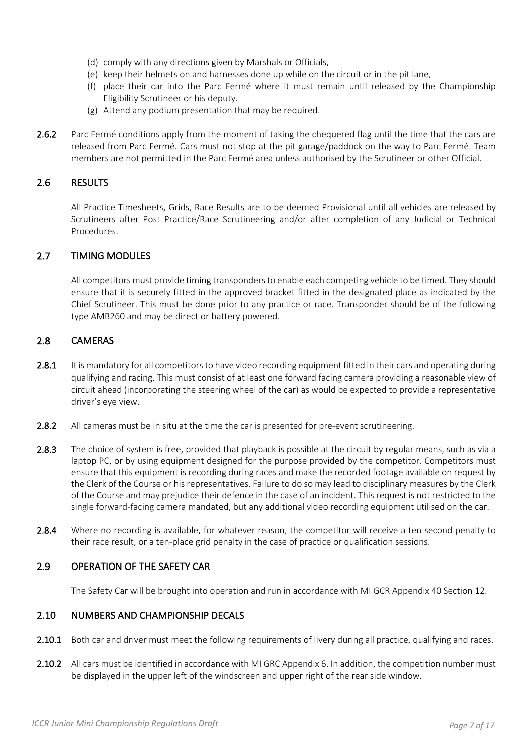(d) comply with any directions given by Marshals or Officials,

(e) keep their helmets on and harnesses done up while on the circuit or in the pit lane,

(f) place their car into the Parc Fermé where it must remain until released by the Championship Eligibility Scrutineer or his deputy.

(g) Attend any podium presentation that may be required.

**2.6.2** Parc Fermé conditions apply from the moment of taking the chequered flag until the time that the cars are released from Parc Fermé. Cars must not stop at the pit garage/paddock on the way to Parc Fermé. Team members are not permitted in the Parc Fermé area unless authorised by the Scrutineer or other Official.

## 2.6 RESULTS

All Practice Timesheets, Grids, Race Results are to be deemed Provisional until all vehicles are released by Scrutineers after Post Practice/Race Scrutineering and/or after completion of any Judicial or Technical Procedures.

## 2.7 TIMING MODULES

All competitors must provide timing transponders to enable each competing vehicle to be timed. They should ensure that it is securely fitted in the approved bracket fitted in the designated place as indicated by the Chief Scrutineer. This must be done prior to any practice or race. Transponder should be of the following type AMB260 and may be direct or battery powered.

## 2.8 CAMERAS

**2.8.1** It is mandatory for all competitors to have video recording equipment fitted in their cars and operating during qualifying and racing. This must consist of at least one forward facing camera providing a reasonable view of circuit ahead (incorporating the steering wheel of the car) as would be expected to provide a representative driver's eye view.

**2.8.2** All cameras must be in situ at the time the car is presented for pre-event scrutineering.

**2.8.3** The choice of system is free, provided that playback is possible at the circuit by regular means, such as via a laptop PC, or by using equipment designed for the purpose provided by the competitor. Competitors must ensure that this equipment is recording during races and make the recorded footage available on request by the Clerk of the Course or his representatives. Failure to do so may lead to disciplinary measures by the Clerk of the Course and may prejudice their defence in the case of an incident. This request is not restricted to the single forward-facing camera mandated, but any additional video recording equipment utilised on the car.

**2.8.4** Where no recording is available, for whatever reason, the competitor will receive a ten second penalty to their race result, or a ten-place grid penalty in the case of practice or qualification sessions.

## 2.9 OPERATION OF THE SAFETY CAR

The Safety Car will be brought into operation and run in accordance with MI GCR Appendix 40 Section 12.

## 2.10 NUMBERS AND CHAMPIONSHIP DECALS

**2.10.1** Both car and driver must meet the following requirements of livery during all practice, qualifying and races.

**2.10.2** All cars must be identified in accordance with MI GRC Appendix 6. In addition, the competition number must be displayed in the upper left of the windscreen and upper right of the rear side window.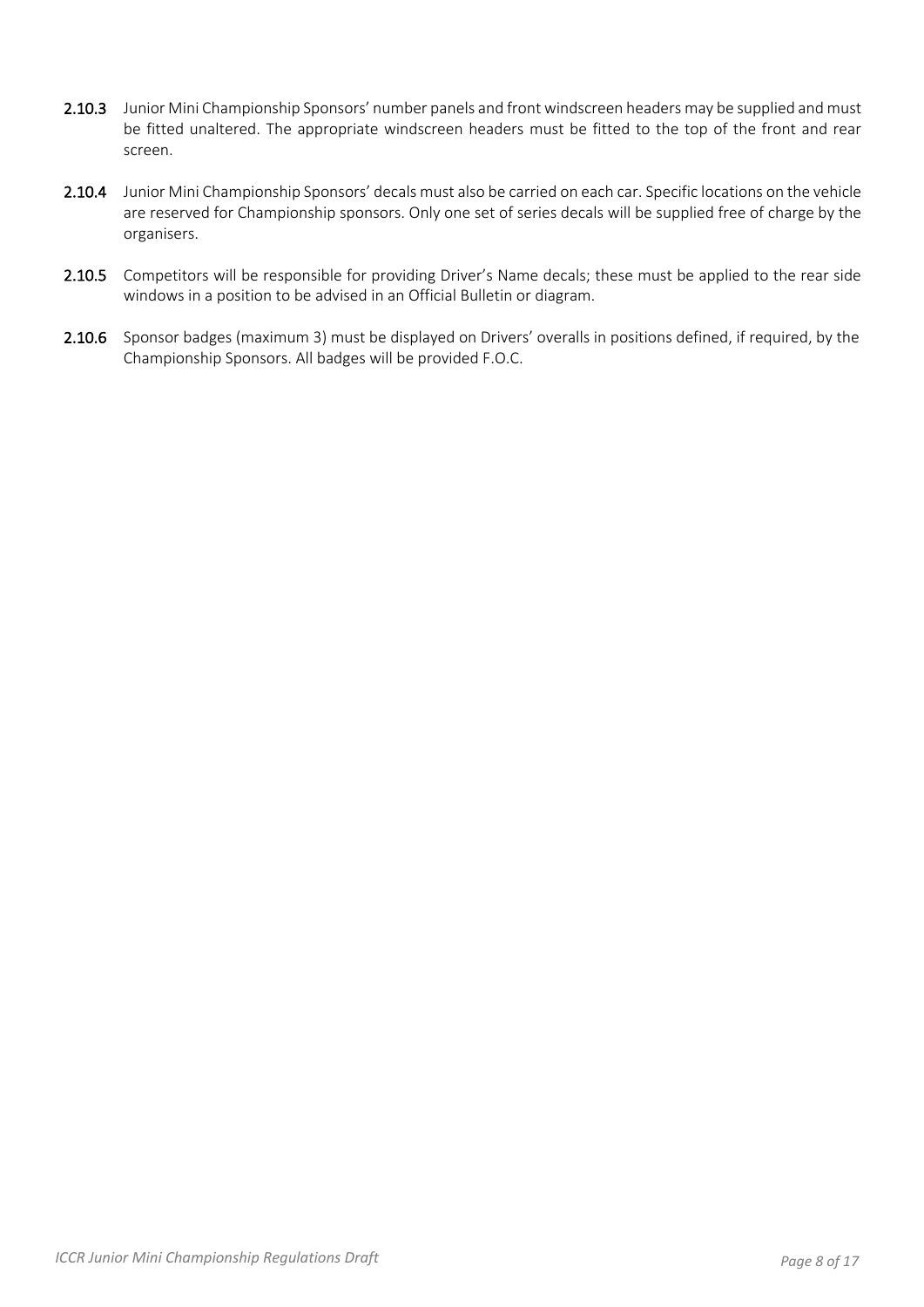**2.10.3** Junior Mini Championship Sponsors' number panels and front windscreen headers may be supplied and must be fitted unaltered. The appropriate windscreen headers must be fitted to the top of the front and rear screen.

**2.10.4** Junior Mini Championship Sponsors' decals must also be carried on each car. Specific locations on the vehicle are reserved for Championship sponsors. Only one set of series decals will be supplied free of charge by the organisers.

**2.10.5** Competitors will be responsible for providing Driver's Name decals; these must be applied to the rear side windows in a position to be advised in an Official Bulletin or diagram.

**2.10.6** Sponsor badges (maximum 3) must be displayed on Drivers' overalls in positions defined, if required, by the Championship Sponsors. All badges will be provided F.O.C.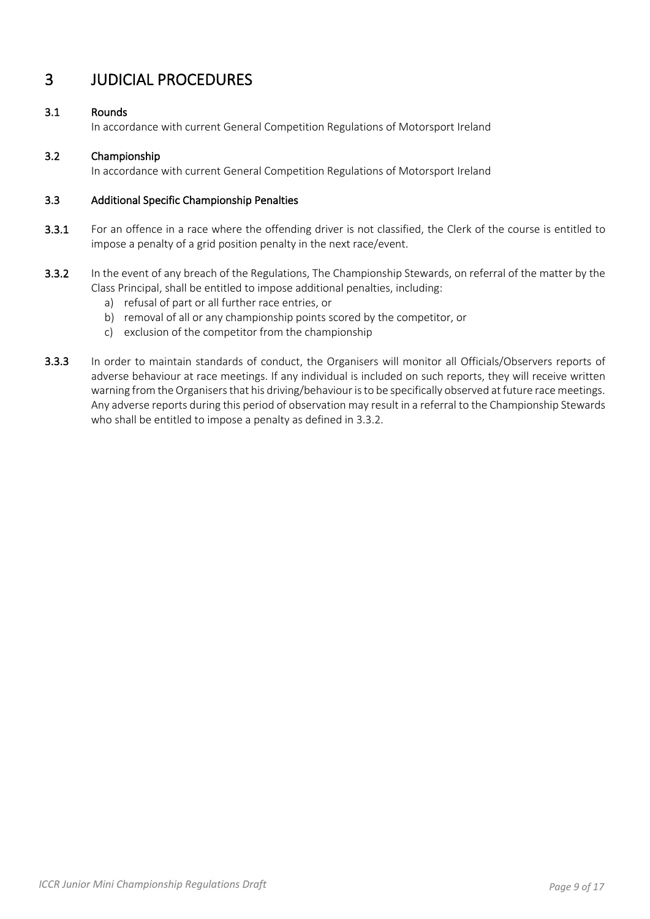# 3 JUDICIAL PROCEDURES

## 3.1 Rounds

In accordance with current General Competition Regulations of Motorsport Ireland

## 3.2 Championship

In accordance with current General Competition Regulations of Motorsport Ireland

## 3.3 Additional Specific Championship Penalties

**3.3.1** For an offence in a race where the offending driver is not classified, the Clerk of the course is entitled to impose a penalty of a grid position penalty in the next race/event.

**3.3.2** In the event of any breach of the Regulations, The Championship Stewards, on referral of the matter by the Class Principal, shall be entitled to impose additional penalties, including:

a) refusal of part or all further race entries, or
b) removal of all or any championship points scored by the competitor, or
c) exclusion of the competitor from the championship

**3.3.3** In order to maintain standards of conduct, the Organisers will monitor all Officials/Observers reports of adverse behaviour at race meetings. If any individual is included on such reports, they will receive written warning from the Organisers that his driving/behaviour is to be specifically observed at future race meetings. Any adverse reports during this period of observation may result in a referral to the Championship Stewards who shall be entitled to impose a penalty as defined in 3.3.2.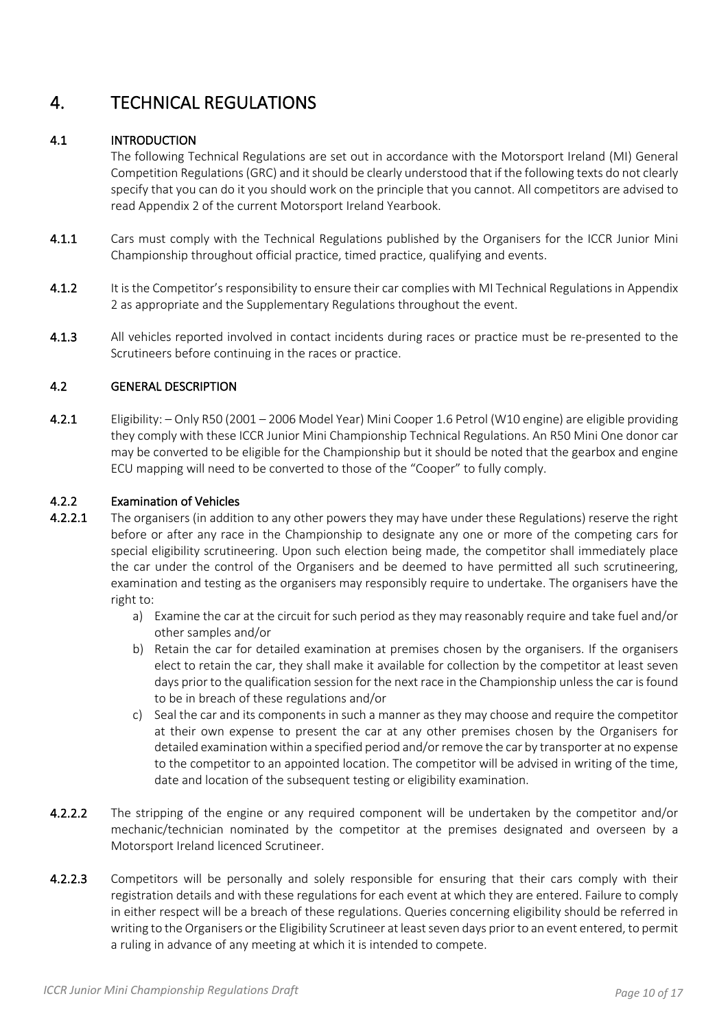# 4. TECHNICAL REGULATIONS

## 4.1 INTRODUCTION

The following Technical Regulations are set out in accordance with the Motorsport Ireland (MI) General Competition Regulations (GRC) and it should be clearly understood that if the following texts do not clearly specify that you can do it you should work on the principle that you cannot. All competitors are advised to read Appendix 2 of the current Motorsport Ireland Yearbook.

**4.1.1** Cars must comply with the Technical Regulations published by the Organisers for the ICCR Junior Mini Championship throughout official practice, timed practice, qualifying and events.

**4.1.2** It is the Competitor's responsibility to ensure their car complies with MI Technical Regulations in Appendix 2 as appropriate and the Supplementary Regulations throughout the event.

**4.1.3** All vehicles reported involved in contact incidents during races or practice must be re-presented to the Scrutineers before continuing in the races or practice.

## 4.2 GENERAL DESCRIPTION

**4.2.1** Eligibility: – Only R50 (2001 – 2006 Model Year) Mini Cooper 1.6 Petrol (W10 engine) are eligible providing they comply with these ICCR Junior Mini Championship Technical Regulations. An R50 Mini One donor car may be converted to be eligible for the Championship but it should be noted that the gearbox and engine ECU mapping will need to be converted to those of the "Cooper" to fully comply.

### 4.2.2 Examination of Vehicles

**4.2.2.1** The organisers (in addition to any other powers they may have under these Regulations) reserve the right before or after any race in the Championship to designate any one or more of the competing cars for special eligibility scrutineering. Upon such election being made, the competitor shall immediately place the car under the control of the Organisers and be deemed to have permitted all such scrutineering, examination and testing as the organisers may responsibly require to undertake. The organisers have the right to:

a) Examine the car at the circuit for such period as they may reasonably require and take fuel and/or other samples and/or
b) Retain the car for detailed examination at premises chosen by the organisers. If the organisers elect to retain the car, they shall make it available for collection by the competitor at least seven days prior to the qualification session for the next race in the Championship unless the car is found to be in breach of these regulations and/or
c) Seal the car and its components in such a manner as they may choose and require the competitor at their own expense to present the car at any other premises chosen by the Organisers for detailed examination within a specified period and/or remove the car by transporter at no expense to the competitor to an appointed location. The competitor will be advised in writing of the time, date and location of the subsequent testing or eligibility examination.

**4.2.2.2** The stripping of the engine or any required component will be undertaken by the competitor and/or mechanic/technician nominated by the competitor at the premises designated and overseen by a Motorsport Ireland licenced Scrutineer.

**4.2.2.3** Competitors will be personally and solely responsible for ensuring that their cars comply with their registration details and with these regulations for each event at which they are entered. Failure to comply in either respect will be a breach of these regulations. Queries concerning eligibility should be referred in writing to the Organisers or the Eligibility Scrutineer at least seven days prior to an event entered, to permit a ruling in advance of any meeting at which it is intended to compete.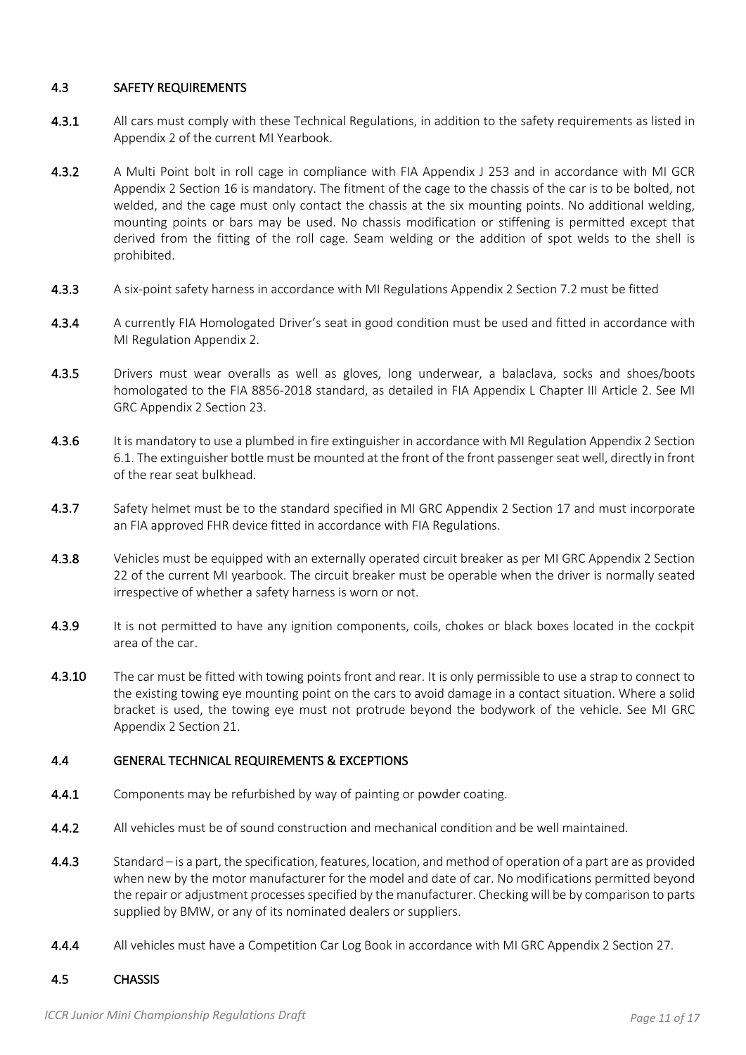## 4.3 SAFETY REQUIREMENTS

**4.3.1** All cars must comply with these Technical Regulations, in addition to the safety requirements as listed in Appendix 2 of the current MI Yearbook.

**4.3.2** A Multi Point bolt in roll cage in compliance with FIA Appendix J 253 and in accordance with MI GCR Appendix 2 Section 16 is mandatory. The fitment of the cage to the chassis of the car is to be bolted, not welded, and the cage must only contact the chassis at the six mounting points. No additional welding, mounting points or bars may be used. No chassis modification or stiffening is permitted except that derived from the fitting of the roll cage. Seam welding or the addition of spot welds to the shell is prohibited.

**4.3.3** A six-point safety harness in accordance with MI Regulations Appendix 2 Section 7.2 must be fitted

**4.3.4** A currently FIA Homologated Driver's seat in good condition must be used and fitted in accordance with MI Regulation Appendix 2.

**4.3.5** Drivers must wear overalls as well as gloves, long underwear, a balaclava, socks and shoes/boots homologated to the FIA 8856-2018 standard, as detailed in FIA Appendix L Chapter III Article 2. See MI GRC Appendix 2 Section 23.

**4.3.6** It is mandatory to use a plumbed in fire extinguisher in accordance with MI Regulation Appendix 2 Section 6.1. The extinguisher bottle must be mounted at the front of the front passenger seat well, directly in front of the rear seat bulkhead.

**4.3.7** Safety helmet must be to the standard specified in MI GRC Appendix 2 Section 17 and must incorporate an FIA approved FHR device fitted in accordance with FIA Regulations.

**4.3.8** Vehicles must be equipped with an externally operated circuit breaker as per MI GRC Appendix 2 Section 22 of the current MI yearbook. The circuit breaker must be operable when the driver is normally seated irrespective of whether a safety harness is worn or not.

**4.3.9** It is not permitted to have any ignition components, coils, chokes or black boxes located in the cockpit area of the car.

**4.3.10** The car must be fitted with towing points front and rear. It is only permissible to use a strap to connect to the existing towing eye mounting point on the cars to avoid damage in a contact situation. Where a solid bracket is used, the towing eye must not protrude beyond the bodywork of the vehicle. See MI GRC Appendix 2 Section 21.

## 4.4 GENERAL TECHNICAL REQUIREMENTS & EXCEPTIONS

**4.4.1** Components may be refurbished by way of painting or powder coating.

**4.4.2** All vehicles must be of sound construction and mechanical condition and be well maintained.

**4.4.3** Standard – is a part, the specification, features, location, and method of operation of a part are as provided when new by the motor manufacturer for the model and date of car. No modifications permitted beyond the repair or adjustment processes specified by the manufacturer. Checking will be by comparison to parts supplied by BMW, or any of its nominated dealers or suppliers.

**4.4.4** All vehicles must have a Competition Car Log Book in accordance with MI GRC Appendix 2 Section 27.

## 4.5 CHASSIS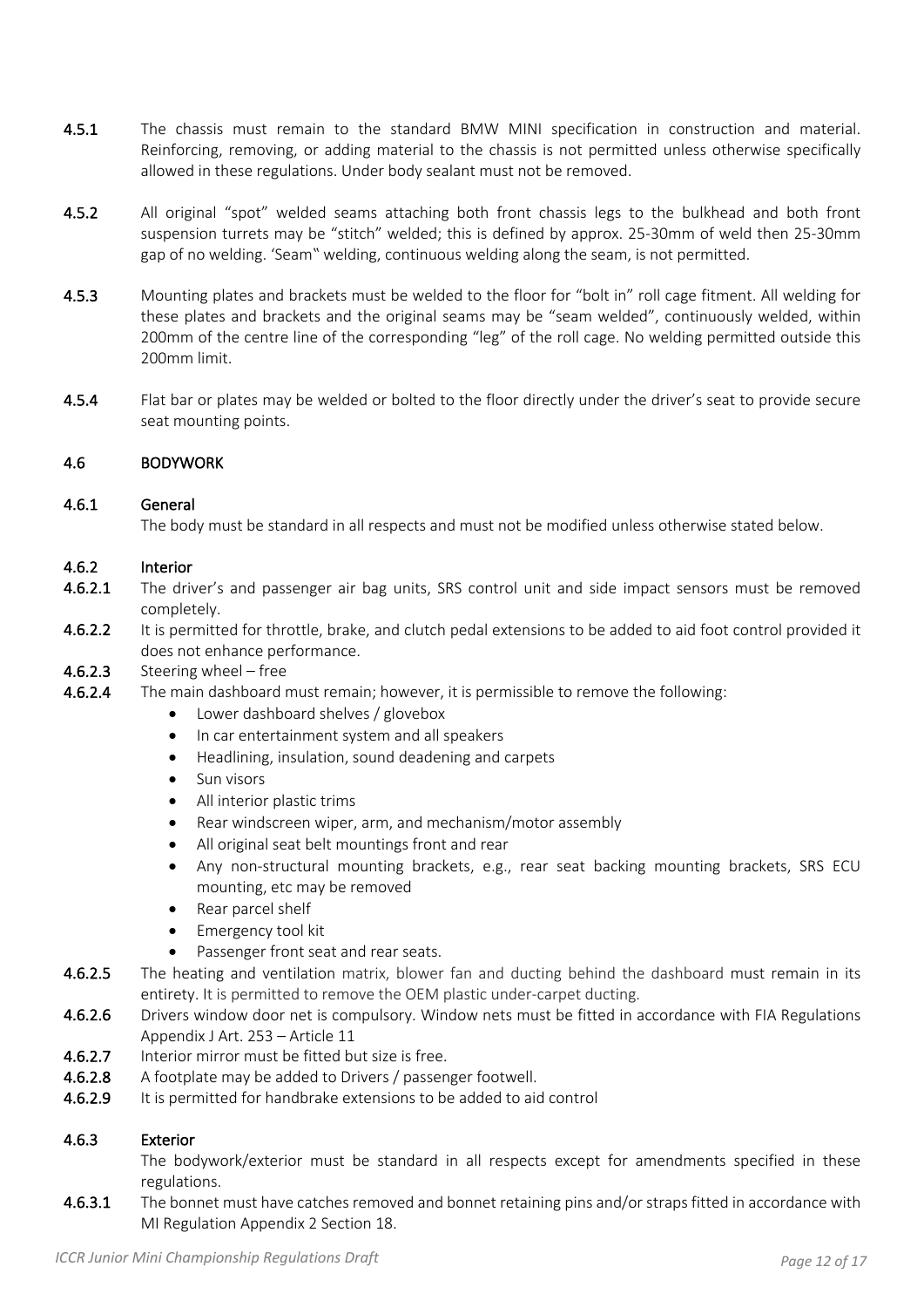**4.5.1** The chassis must remain to the standard BMW MINI specification in construction and material. Reinforcing, removing, or adding material to the chassis is not permitted unless otherwise specifically allowed in these regulations. Under body sealant must not be removed.

**4.5.2** All original "spot" welded seams attaching both front chassis legs to the bulkhead and both front suspension turrets may be "stitch" welded; this is defined by approx. 25-30mm of weld then 25-30mm gap of no welding. 'Seam" welding, continuous welding along the seam, is not permitted.

**4.5.3** Mounting plates and brackets must be welded to the floor for "bolt in" roll cage fitment. All welding for these plates and brackets and the original seams may be "seam welded", continuously welded, within 200mm of the centre line of the corresponding "leg" of the roll cage. No welding permitted outside this 200mm limit.

**4.5.4** Flat bar or plates may be welded or bolted to the floor directly under the driver's seat to provide secure seat mounting points.

## 4.6 BODYWORK

### 4.6.1 General

The body must be standard in all respects and must not be modified unless otherwise stated below.

### 4.6.2 Interior

**4.6.2.1** The driver's and passenger air bag units, SRS control unit and side impact sensors must be removed completely.

**4.6.2.2** It is permitted for throttle, brake, and clutch pedal extensions to be added to aid foot control provided it does not enhance performance.

**4.6.2.3** Steering wheel – free

**4.6.2.4** The main dashboard must remain; however, it is permissible to remove the following:

- Lower dashboard shelves / glovebox
- In car entertainment system and all speakers
- Headlining, insulation, sound deadening and carpets
- Sun visors
- All interior plastic trims
- Rear windscreen wiper, arm, and mechanism/motor assembly
- All original seat belt mountings front and rear
- Any non-structural mounting brackets, e.g., rear seat backing mounting brackets, SRS ECU mounting, etc may be removed
- Rear parcel shelf
- Emergency tool kit
- Passenger front seat and rear seats.

**4.6.2.5** The heating and ventilation matrix, blower fan and ducting behind the dashboard must remain in its entirety. It is permitted to remove the OEM plastic under-carpet ducting.

**4.6.2.6** Drivers window door net is compulsory. Window nets must be fitted in accordance with FIA Regulations Appendix J Art. 253 – Article 11

**4.6.2.7** Interior mirror must be fitted but size is free.

**4.6.2.8** A footplate may be added to Drivers / passenger footwell.

**4.6.2.9** It is permitted for handbrake extensions to be added to aid control

### 4.6.3 Exterior

The bodywork/exterior must be standard in all respects except for amendments specified in these regulations.

**4.6.3.1** The bonnet must have catches removed and bonnet retaining pins and/or straps fitted in accordance with MI Regulation Appendix 2 Section 18.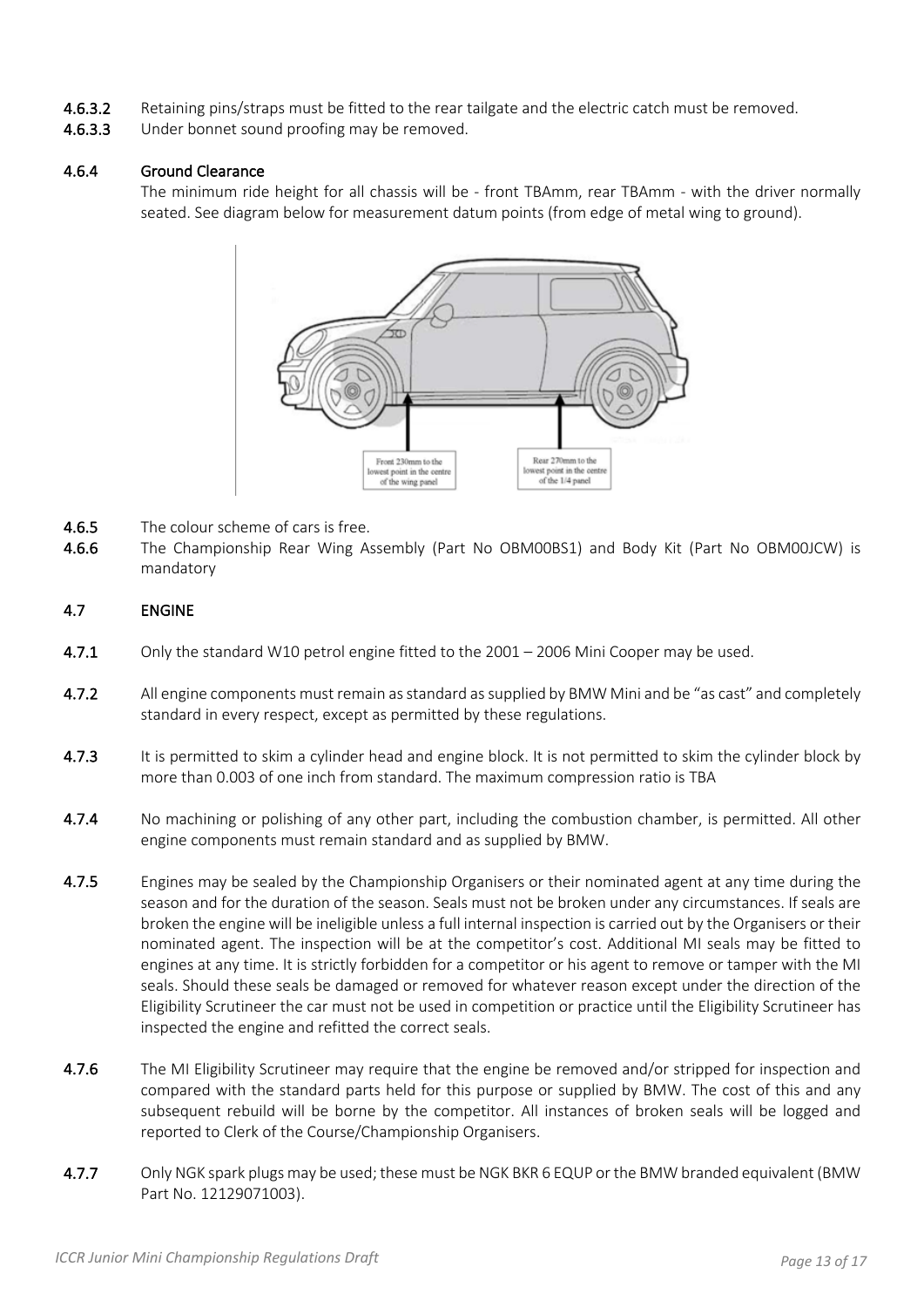**4.6.3.2** Retaining pins/straps must be fitted to the rear tailgate and the electric catch must be removed.

**4.6.3.3** Under bonnet sound proofing may be removed.

### 4.6.4 Ground Clearance

The minimum ride height for all chassis will be - front TBAmm, rear TBAmm - with the driver normally seated. See diagram below for measurement datum points (from edge of metal wing to ground).

Front 230mm to the lowest point in the centre of the wing panel

Rear 270mm to the lowest point in the centre of the 1/4 panel

**4.6.5** The colour scheme of cars is free.

**4.6.6** The Championship Rear Wing Assembly (Part No OBM00BS1) and Body Kit (Part No OBM00JCW) is mandatory

## 4.7 ENGINE

**4.7.1** Only the standard W10 petrol engine fitted to the 2001 – 2006 Mini Cooper may be used.

**4.7.2** All engine components must remain as standard as supplied by BMW Mini and be "as cast" and completely standard in every respect, except as permitted by these regulations.

**4.7.3** It is permitted to skim a cylinder head and engine block. It is not permitted to skim the cylinder block by more than 0.003 of one inch from standard. The maximum compression ratio is TBA

**4.7.4** No machining or polishing of any other part, including the combustion chamber, is permitted. All other engine components must remain standard and as supplied by BMW.

**4.7.5** Engines may be sealed by the Championship Organisers or their nominated agent at any time during the season and for the duration of the season. Seals must not be broken under any circumstances. If seals are broken the engine will be ineligible unless a full internal inspection is carried out by the Organisers or their nominated agent. The inspection will be at the competitor's cost. Additional MI seals may be fitted to engines at any time. It is strictly forbidden for a competitor or his agent to remove or tamper with the MI seals. Should these seals be damaged or removed for whatever reason except under the direction of the Eligibility Scrutineer the car must not be used in competition or practice until the Eligibility Scrutineer has inspected the engine and refitted the correct seals.

**4.7.6** The MI Eligibility Scrutineer may require that the engine be removed and/or stripped for inspection and compared with the standard parts held for this purpose or supplied by BMW. The cost of this and any subsequent rebuild will be borne by the competitor. All instances of broken seals will be logged and reported to Clerk of the Course/Championship Organisers.

**4.7.7** Only NGK spark plugs may be used; these must be NGK BKR 6 EQUP or the BMW branded equivalent (BMW Part No. 12129071003).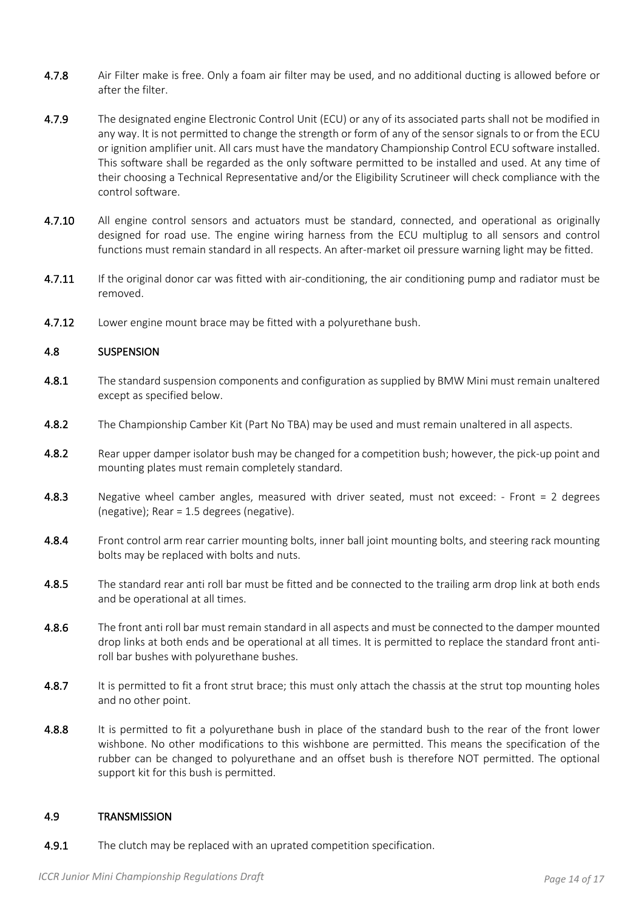**4.7.8** Air Filter make is free. Only a foam air filter may be used, and no additional ducting is allowed before or after the filter.

**4.7.9** The designated engine Electronic Control Unit (ECU) or any of its associated parts shall not be modified in any way. It is not permitted to change the strength or form of any of the sensor signals to or from the ECU or ignition amplifier unit. All cars must have the mandatory Championship Control ECU software installed. This software shall be regarded as the only software permitted to be installed and used. At any time of their choosing a Technical Representative and/or the Eligibility Scrutineer will check compliance with the control software.

**4.7.10** All engine control sensors and actuators must be standard, connected, and operational as originally designed for road use. The engine wiring harness from the ECU multiplug to all sensors and control functions must remain standard in all respects. An after-market oil pressure warning light may be fitted.

**4.7.11** If the original donor car was fitted with air-conditioning, the air conditioning pump and radiator must be removed.

**4.7.12** Lower engine mount brace may be fitted with a polyurethane bush.

## 4.8 SUSPENSION

**4.8.1** The standard suspension components and configuration as supplied by BMW Mini must remain unaltered except as specified below.

**4.8.2** The Championship Camber Kit (Part No TBA) may be used and must remain unaltered in all aspects.

**4.8.2** Rear upper damper isolator bush may be changed for a competition bush; however, the pick-up point and mounting plates must remain completely standard.

**4.8.3** Negative wheel camber angles, measured with driver seated, must not exceed: - Front = 2 degrees (negative); Rear = 1.5 degrees (negative).

**4.8.4** Front control arm rear carrier mounting bolts, inner ball joint mounting bolts, and steering rack mounting bolts may be replaced with bolts and nuts.

**4.8.5** The standard rear anti roll bar must be fitted and be connected to the trailing arm drop link at both ends and be operational at all times.

**4.8.6** The front anti roll bar must remain standard in all aspects and must be connected to the damper mounted drop links at both ends and be operational at all times. It is permitted to replace the standard front anti-roll bar bushes with polyurethane bushes.

**4.8.7** It is permitted to fit a front strut brace; this must only attach the chassis at the strut top mounting holes and no other point.

**4.8.8** It is permitted to fit a polyurethane bush in place of the standard bush to the rear of the front lower wishbone. No other modifications to this wishbone are permitted. This means the specification of the rubber can be changed to polyurethane and an offset bush is therefore NOT permitted. The optional support kit for this bush is permitted.

## 4.9 TRANSMISSION

**4.9.1** The clutch may be replaced with an uprated competition specification.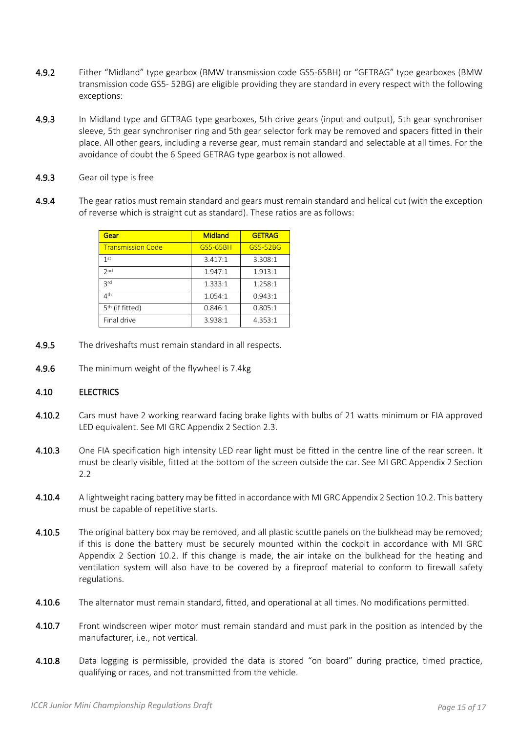**4.9.2** Either “Midland” type gearbox (BMW transmission code GS5-65BH) or “GETRAG” type gearboxes (BMW transmission code GS5- 52BG) are eligible providing they are standard in every respect with the following exceptions:

**4.9.3** In Midland type and GETRAG type gearboxes, 5th drive gears (input and output), 5th gear synchroniser sleeve, 5th gear synchroniser ring and 5th gear selector fork may be removed and spacers fitted in their place. All other gears, including a reverse gear, must remain standard and selectable at all times. For the avoidance of doubt the 6 Speed GETRAG type gearbox is not allowed.

**4.9.3** Gear oil type is free

**4.9.4** The gear ratios must remain standard and gears must remain standard and helical cut (with the exception of reverse which is straight cut as standard). These ratios are as follows:

| Gear | Midland | GETRAG |
|---|---|---|
| Transmission Code | GS5-65BH | GS5-52BG |
| 1st | 3.417:1 | 3.308:1 |
| 2nd | 1.947:1 | 1.913:1 |
| 3rd | 1.333:1 | 1.258:1 |
| 4th | 1.054:1 | 0.943:1 |
| 5th (if fitted) | 0.846:1 | 0.805:1 |
| Final drive | 3.938:1 | 4.353:1 |

**4.9.5** The driveshafts must remain standard in all respects.

**4.9.6** The minimum weight of the flywheel is 7.4kg

## 4.10 ELECTRICS

**4.10.2** Cars must have 2 working rearward facing brake lights with bulbs of 21 watts minimum or FIA approved LED equivalent. See MI GRC Appendix 2 Section 2.3.

**4.10.3** One FIA specification high intensity LED rear light must be fitted in the centre line of the rear screen. It must be clearly visible, fitted at the bottom of the screen outside the car. See MI GRC Appendix 2 Section 2.2

**4.10.4** A lightweight racing battery may be fitted in accordance with MI GRC Appendix 2 Section 10.2. This battery must be capable of repetitive starts.

**4.10.5** The original battery box may be removed, and all plastic scuttle panels on the bulkhead may be removed; if this is done the battery must be securely mounted within the cockpit in accordance with MI GRC Appendix 2 Section 10.2. If this change is made, the air intake on the bulkhead for the heating and ventilation system will also have to be covered by a fireproof material to conform to firewall safety regulations.

**4.10.6** The alternator must remain standard, fitted, and operational at all times. No modifications permitted.

**4.10.7** Front windscreen wiper motor must remain standard and must park in the position as intended by the manufacturer, i.e., not vertical.

**4.10.8** Data logging is permissible, provided the data is stored “on board” during practice, timed practice, qualifying or races, and not transmitted from the vehicle.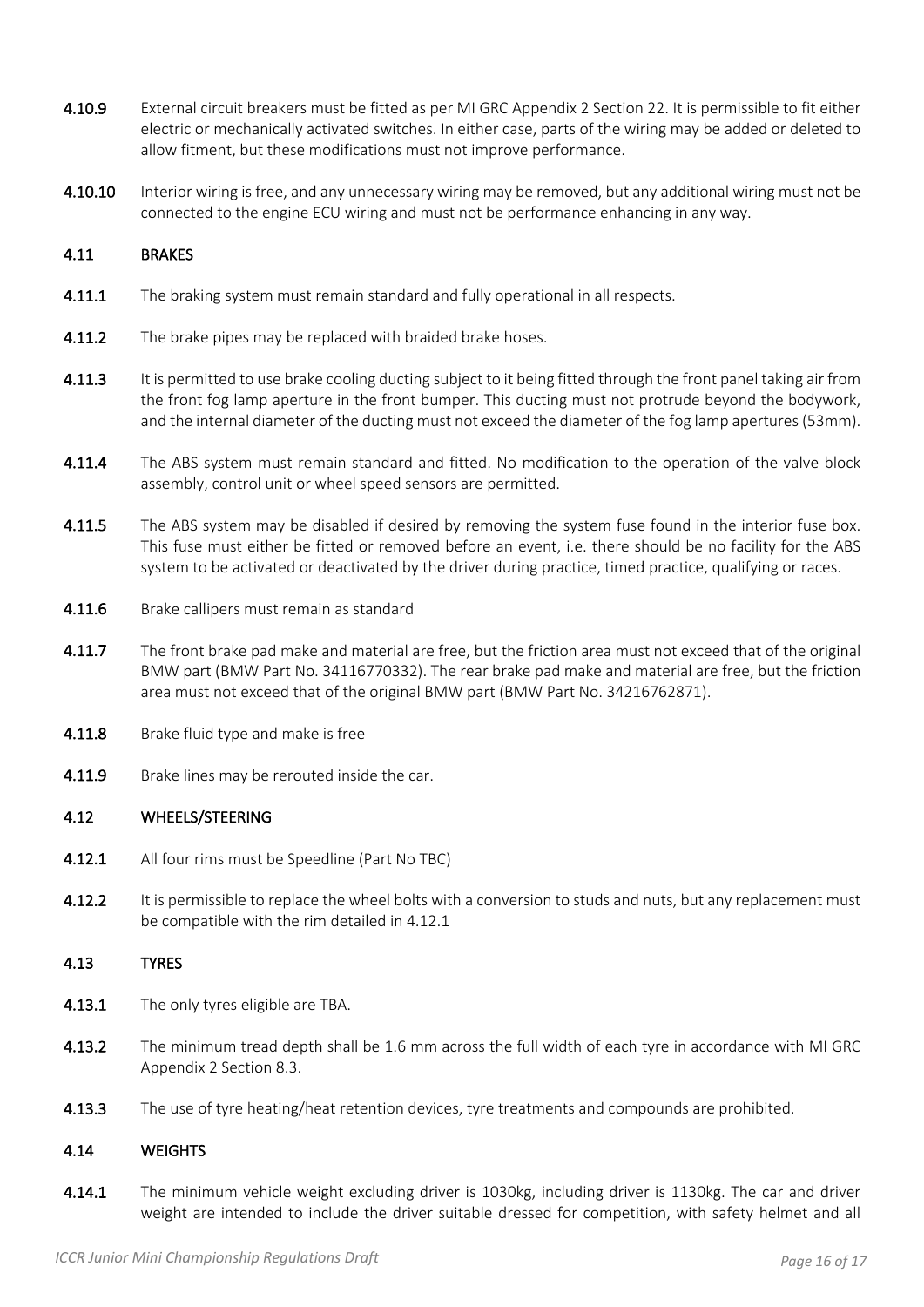**4.10.9** External circuit breakers must be fitted as per MI GRC Appendix 2 Section 22. It is permissible to fit either electric or mechanically activated switches. In either case, parts of the wiring may be added or deleted to allow fitment, but these modifications must not improve performance.

**4.10.10** Interior wiring is free, and any unnecessary wiring may be removed, but any additional wiring must not be connected to the engine ECU wiring and must not be performance enhancing in any way.

## 4.11 BRAKES

**4.11.1** The braking system must remain standard and fully operational in all respects.

**4.11.2** The brake pipes may be replaced with braided brake hoses.

**4.11.3** It is permitted to use brake cooling ducting subject to it being fitted through the front panel taking air from the front fog lamp aperture in the front bumper. This ducting must not protrude beyond the bodywork, and the internal diameter of the ducting must not exceed the diameter of the fog lamp apertures (53mm).

**4.11.4** The ABS system must remain standard and fitted. No modification to the operation of the valve block assembly, control unit or wheel speed sensors are permitted.

**4.11.5** The ABS system may be disabled if desired by removing the system fuse found in the interior fuse box. This fuse must either be fitted or removed before an event, i.e. there should be no facility for the ABS system to be activated or deactivated by the driver during practice, timed practice, qualifying or races.

**4.11.6** Brake callipers must remain as standard

**4.11.7** The front brake pad make and material are free, but the friction area must not exceed that of the original BMW part (BMW Part No. 34116770332). The rear brake pad make and material are free, but the friction area must not exceed that of the original BMW part (BMW Part No. 34216762871).

**4.11.8** Brake fluid type and make is free

**4.11.9** Brake lines may be rerouted inside the car.

## 4.12 WHEELS/STEERING

**4.12.1** All four rims must be Speedline (Part No TBC)

**4.12.2** It is permissible to replace the wheel bolts with a conversion to studs and nuts, but any replacement must be compatible with the rim detailed in 4.12.1

## 4.13 TYRES

**4.13.1** The only tyres eligible are TBA.

**4.13.2** The minimum tread depth shall be 1.6 mm across the full width of each tyre in accordance with MI GRC Appendix 2 Section 8.3.

**4.13.3** The use of tyre heating/heat retention devices, tyre treatments and compounds are prohibited.

## 4.14 WEIGHTS

**4.14.1** The minimum vehicle weight excluding driver is 1030kg, including driver is 1130kg. The car and driver weight are intended to include the driver suitable dressed for competition, with safety helmet and all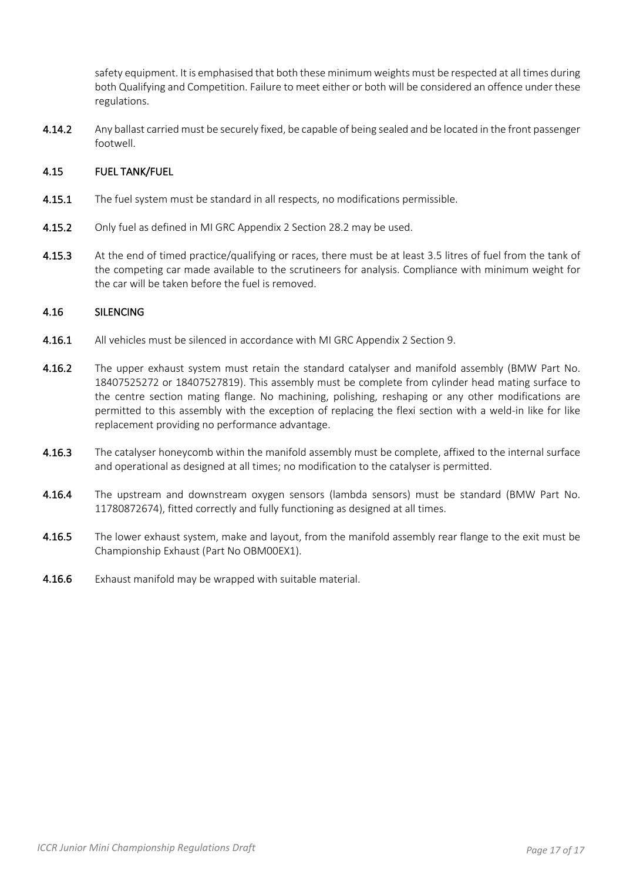safety equipment. It is emphasised that both these minimum weights must be respected at all times during both Qualifying and Competition. Failure to meet either or both will be considered an offence under these regulations.

**4.14.2** Any ballast carried must be securely fixed, be capable of being sealed and be located in the front passenger footwell.

### 4.15 FUEL TANK/FUEL

**4.15.1** The fuel system must be standard in all respects, no modifications permissible.

**4.15.2** Only fuel as defined in MI GRC Appendix 2 Section 28.2 may be used.

**4.15.3** At the end of timed practice/qualifying or races, there must be at least 3.5 litres of fuel from the tank of the competing car made available to the scrutineers for analysis. Compliance with minimum weight for the car will be taken before the fuel is removed.

### 4.16 SILENCING

**4.16.1** All vehicles must be silenced in accordance with MI GRC Appendix 2 Section 9.

**4.16.2** The upper exhaust system must retain the standard catalyser and manifold assembly (BMW Part No. 18407525272 or 18407527819). This assembly must be complete from cylinder head mating surface to the centre section mating flange. No machining, polishing, reshaping or any other modifications are permitted to this assembly with the exception of replacing the flexi section with a weld-in like for like replacement providing no performance advantage.

**4.16.3** The catalyser honeycomb within the manifold assembly must be complete, affixed to the internal surface and operational as designed at all times; no modification to the catalyser is permitted.

**4.16.4** The upstream and downstream oxygen sensors (lambda sensors) must be standard (BMW Part No. 11780872674), fitted correctly and fully functioning as designed at all times.

**4.16.5** The lower exhaust system, make and layout, from the manifold assembly rear flange to the exit must be Championship Exhaust (Part No OBM00EX1).

**4.16.6** Exhaust manifold may be wrapped with suitable material.